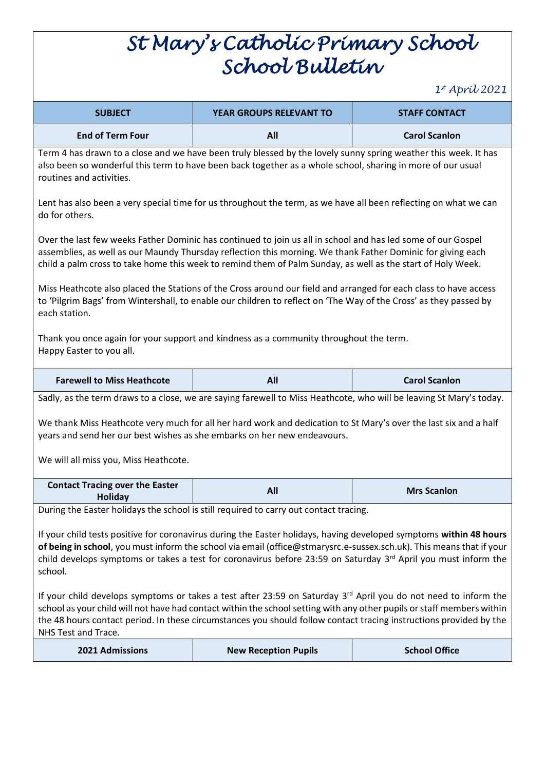# St Mary's Catholic Primary School
# School Bulletin

*1st April 2021*

| SUBJECT | YEAR GROUPS RELEVANT TO | STAFF CONTACT |
|---|---|---|
| **End of Term Four** | **All** | **Carol Scanlon** |

Term 4 has drawn to a close and we have been truly blessed by the lovely sunny spring weather this week. It has also been so wonderful this term to have been back together as a whole school, sharing in more of our usual routines and activities.

Lent has also been a very special time for us throughout the term, as we have all been reflecting on what we can do for others.

Over the last few weeks Father Dominic has continued to join us all in school and has led some of our Gospel assemblies, as well as our Maundy Thursday reflection this morning. We thank Father Dominic for giving each child a palm cross to take home this week to remind them of Palm Sunday, as well as the start of Holy Week.

Miss Heathcote also placed the Stations of the Cross around our field and arranged for each class to have access to 'Pilgrim Bags' from Wintershall, to enable our children to reflect on 'The Way of the Cross' as they passed by each station.

Thank you once again for your support and kindness as a community throughout the term.
Happy Easter to you all.

| SUBJECT | YEAR GROUPS RELEVANT TO | STAFF CONTACT |
|---|---|---|
| **Farewell to Miss Heathcote** | **All** | **Carol Scanlon** |

Sadly, as the term draws to a close, we are saying farewell to Miss Heathcote, who will be leaving St Mary's today.

We thank Miss Heathcote very much for all her hard work and dedication to St Mary's over the last six and a half years and send her our best wishes as she embarks on her new endeavours.

We will all miss you, Miss Heathcote.

| SUBJECT | YEAR GROUPS RELEVANT TO | STAFF CONTACT |
|---|---|---|
| **Contact Tracing over the Easter Holiday** | **All** | **Mrs Scanlon** |

During the Easter holidays the school is still required to carry out contact tracing.

If your child tests positive for coronavirus during the Easter holidays, having developed symptoms **within 48 hours of being in school**, you must inform the school via email (office@stmarysrc.e-sussex.sch.uk). This means that if your child develops symptoms or takes a test for coronavirus before 23:59 on Saturday 3rd April you must inform the school.

If your child develops symptoms or takes a test after 23:59 on Saturday 3rd April you do not need to inform the school as your child will not have had contact within the school setting with any other pupils or staff members within the 48 hours contact period. In these circumstances you should follow contact tracing instructions provided by the NHS Test and Trace.

| SUBJECT | YEAR GROUPS RELEVANT TO | STAFF CONTACT |
|---|---|---|
| **2021 Admissions** | **New Reception Pupils** | **School Office** |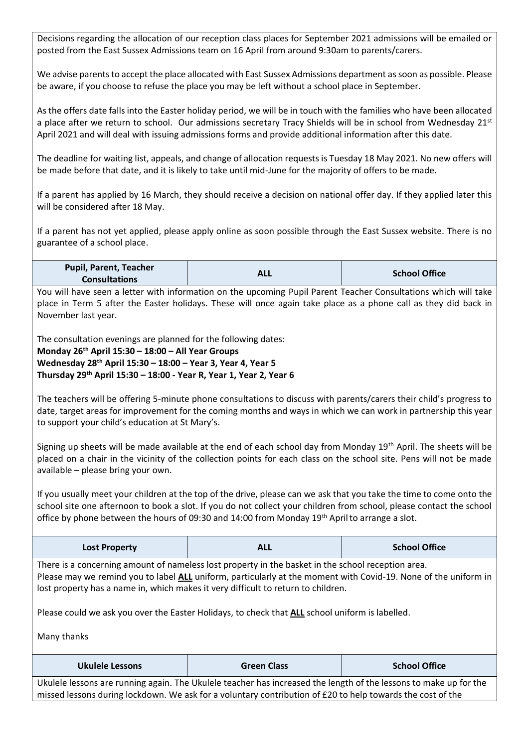Decisions regarding the allocation of our reception class places for September 2021 admissions will be emailed or posted from the East Sussex Admissions team on 16 April from around 9:30am to parents/carers.

We advise parents to accept the place allocated with East Sussex Admissions department as soon as possible. Please be aware, if you choose to refuse the place you may be left without a school place in September.

As the offers date falls into the Easter holiday period, we will be in touch with the families who have been allocated a place after we return to school. Our admissions secretary Tracy Shields will be in school from Wednesday 21st April 2021 and will deal with issuing admissions forms and provide additional information after this date.

The deadline for waiting list, appeals, and change of allocation requests is Tuesday 18 May 2021. No new offers will be made before that date, and it is likely to take until mid-June for the majority of offers to be made.

If a parent has applied by 16 March, they should receive a decision on national offer day. If they applied later this will be considered after 18 May.

If a parent has not yet applied, please apply online as soon possible through the East Sussex website. There is no guarantee of a school place.

| Pupil, Parent, Teacher Consultations | ALL | School Office |
|---|---|---|

You will have seen a letter with information on the upcoming Pupil Parent Teacher Consultations which will take place in Term 5 after the Easter holidays. These will once again take place as a phone call as they did back in November last year.

The consultation evenings are planned for the following dates:
**Monday 26th April 15:30 – 18:00 – All Year Groups**
**Wednesday 28th April 15:30 – 18:00 – Year 3, Year 4, Year 5**
**Thursday 29th April 15:30 – 18:00 - Year R, Year 1, Year 2, Year 6**

The teachers will be offering 5-minute phone consultations to discuss with parents/carers their child's progress to date, target areas for improvement for the coming months and ways in which we can work in partnership this year to support your child's education at St Mary's.

Signing up sheets will be made available at the end of each school day from Monday 19th April. The sheets will be placed on a chair in the vicinity of the collection points for each class on the school site. Pens will not be made available – please bring your own.

If you usually meet your children at the top of the drive, please can we ask that you take the time to come onto the school site one afternoon to book a slot. If you do not collect your children from school, please contact the school office by phone between the hours of 09:30 and 14:00 from Monday 19th April to arrange a slot.

| Lost Property | ALL | School Office |
|---|---|---|

There is a concerning amount of nameless lost property in the basket in the school reception area.
Please may we remind you to label **ALL** uniform, particularly at the moment with Covid-19. None of the uniform in lost property has a name in, which makes it very difficult to return to children.

Please could we ask you over the Easter Holidays, to check that **ALL** school uniform is labelled.

Many thanks

| Ukulele Lessons | Green Class | School Office |
|---|---|---|

Ukulele lessons are running again. The Ukulele teacher has increased the length of the lessons to make up for the missed lessons during lockdown. We ask for a voluntary contribution of £20 to help towards the cost of the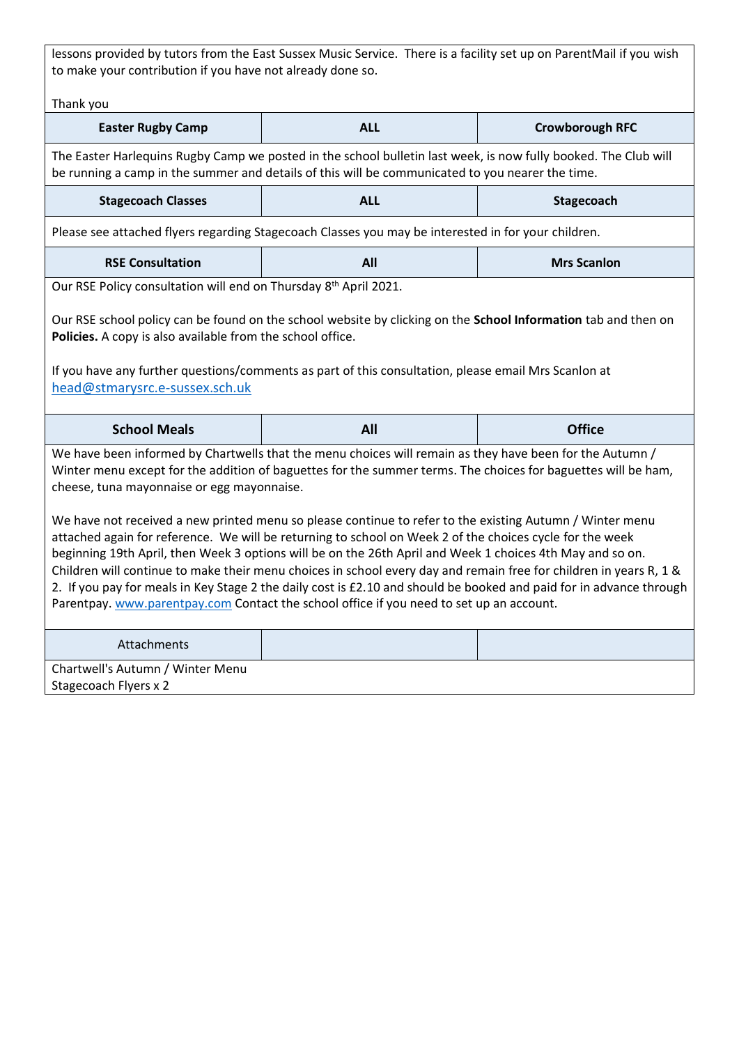lessons provided by tutors from the East Sussex Music Service. There is a facility set up on ParentMail if you wish to make your contribution if you have not already done so.

Thank you

| **Easter Rugby Camp** | **ALL** | **Crowborough RFC** |
|---|---|---|

The Easter Harlequins Rugby Camp we posted in the school bulletin last week, is now fully booked. The Club will be running a camp in the summer and details of this will be communicated to you nearer the time.

| **Stagecoach Classes** | **ALL** | **Stagecoach** |
|---|---|---|

Please see attached flyers regarding Stagecoach Classes you may be interested in for your children.

| **RSE Consultation** | **All** | **Mrs Scanlon** |
|---|---|---|

Our RSE Policy consultation will end on Thursday 8th April 2021.

Our RSE school policy can be found on the school website by clicking on the **School Information** tab and then on **Policies.** A copy is also available from the school office.

If you have any further questions/comments as part of this consultation, please email Mrs Scanlon at head@stmarysrc.e-sussex.sch.uk

| **School Meals** | **All** | **Office** |
|---|---|---|

We have been informed by Chartwells that the menu choices will remain as they have been for the Autumn / Winter menu except for the addition of baguettes for the summer terms. The choices for baguettes will be ham, cheese, tuna mayonnaise or egg mayonnaise.

We have not received a new printed menu so please continue to refer to the existing Autumn / Winter menu attached again for reference. We will be returning to school on Week 2 of the choices cycle for the week beginning 19th April, then Week 3 options will be on the 26th April and Week 1 choices 4th May and so on. Children will continue to make their menu choices in school every day and remain free for children in years R, 1 & 2. If you pay for meals in Key Stage 2 the daily cost is £2.10 and should be booked and paid for in advance through Parentpay. www.parentpay.com Contact the school office if you need to set up an account.

| Attachments | | |
|---|---|---|

Chartwell's Autumn / Winter Menu
Stagecoach Flyers x 2